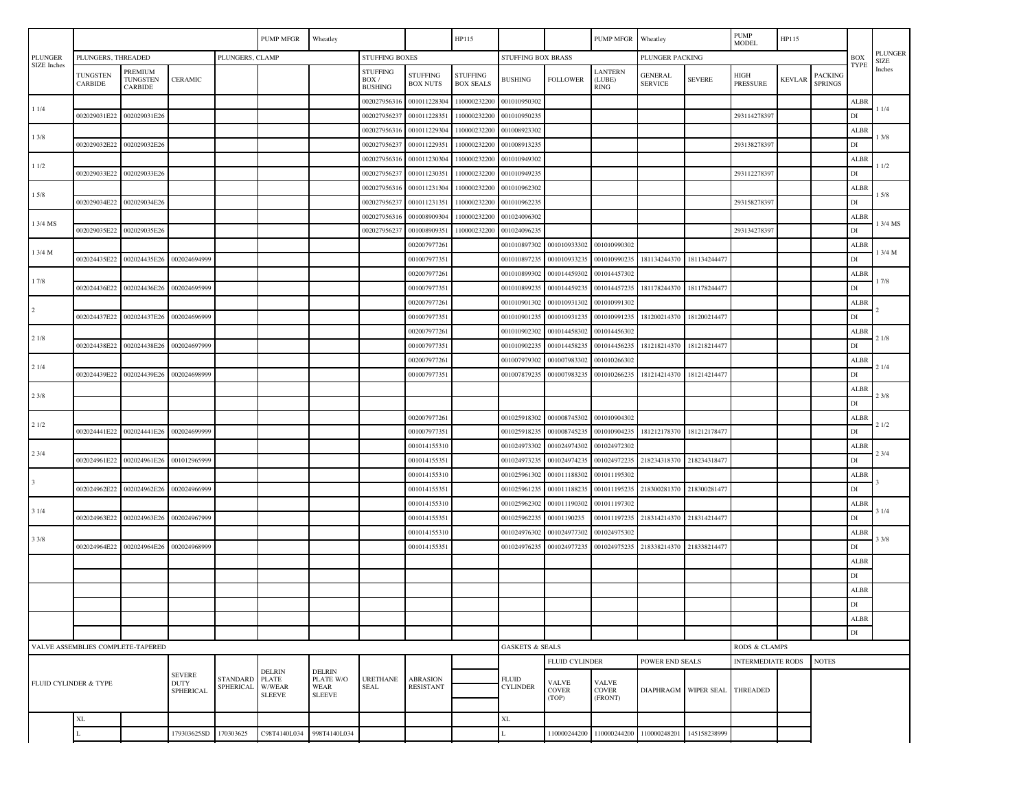| PLUNGER SIZE Inches | | | | | PUMP MFGR | Wheatley | | | HP115 | | | PUMP MFGR | Wheatley | | PUMP MODEL | HP115 | | | PLUNGER SIZE Inches |
|---|---|---|---|---|---|---|---|---|---|---|---|---|---|---|---|---|---|---|---|
| | PLUNGERS, THREADED | | | PLUNGERS, CLAMP | | | STUFFING BOXES | | | STUFFING BOX BRASS | | | PLUNGER PACKING | | | | | BOX TYPE | |
| | TUNGSTEN CARBIDE | PREMIUM TUNGSTEN CARBIDE | CERAMIC | | | | STUFFING BOX / BUSHING | STUFFING BOX NUTS | STUFFING BOX SEALS | BUSHING | FOLLOWER | LANTERN (LUBE) RING | GENERAL SERVICE | SEVERE | HIGH PRESSURE | KEVLAR | PACKING SPRINGS | | |
| 1 1/4 | | | | | | | 002027956316 | 001011228304 | 110000232200 | 001010950302 | | | | | | | | ALBR | 1 1/4 |
| | 002029031E22 | 002029031E26 | | | | | 002027956237 | 001011228351 | 110000232200 | 001010950235 | | | | | 293114278397 | | | DI | |
| 1 3/8 | | | | | | | 002027956316 | 001011229304 | 110000232200 | 001008923302 | | | | | | | | ALBR | 1 3/8 |
| | 002029032E22 | 002029032E26 | | | | | 002027956237 | 001011229351 | 110000232200 | 001008913235 | | | | | 293138278397 | | | DI | |
| 1 1/2 | | | | | | | 002027956316 | 001011230304 | 110000232200 | 001010949302 | | | | | | | | ALBR | 1 1/2 |
| | 002029033E22 | 002029033E26 | | | | | 002027956237 | 001011230351 | 110000232200 | 001010949235 | | | | | 293112278397 | | | DI | |
| 1 5/8 | | | | | | | 002027956316 | 001011231304 | 110000232200 | 001010962302 | | | | | | | | ALBR | 1 5/8 |
| | 002029034E22 | 002029034E26 | | | | | 002027956237 | 001011231351 | 110000232200 | 001010962235 | | | | | 293158278397 | | | DI | |
| 1 3/4 MS | | | | | | | 002027956316 | 001008909304 | 110000232200 | 001024096302 | | | | | | | | ALBR | 1 3/4 MS |
| | 002029035E22 | 002029035E26 | | | | | 002027956237 | 001008909351 | 110000232200 | 001024096235 | | | | | 293134278397 | | | DI | |
| 1 3/4 M | | | | | | | | 002007977261 | | 001010897302 | 001010933302 | 001010990302 | | | | | | ALBR | 1 3/4 M |
| | 002024435E22 | 002024435E26 | 002024694999 | | | | | 001007977351 | | 001010897235 | 001010933235 | 001010990235 | 181134244370 | 181134244477 | | | | DI | |
| 1 7/8 | | | | | | | | 002007977261 | | 001010899302 | 001014459302 | 001014457302 | | | | | | ALBR | 1 7/8 |
| | 002024436E22 | 002024436E26 | 002024695999 | | | | | 001007977351 | | 001010899235 | 001014459235 | 001014457235 | 181178244370 | 181178244477 | | | | DI | |
| 2 | | | | | | | | 002007977261 | | 001010901302 | 001010931302 | 001010991302 | | | | | | ALBR | 2 |
| | 002024437E22 | 002024437E26 | 002024696999 | | | | | 001007977351 | | 001010901235 | 001010931235 | 001010991235 | 181200214370 | 181200214477 | | | | DI | |
| 2 1/8 | | | | | | | | 002007977261 | | 001010902302 | 001014458302 | 001014456302 | | | | | | ALBR | 2 1/8 |
| | 002024438E22 | 002024438E26 | 002024697999 | | | | | 001007977351 | | 001010902235 | 001014458235 | 001014456235 | 181218214370 | 181218214477 | | | | DI | |
| 2 1/4 | | | | | | | | 002007977261 | | 001007979302 | 001007983302 | 001010266302 | | | | | | ALBR | 2 1/4 |
| | 002024439E22 | 002024439E26 | 002024698999 | | | | | 001007977351 | | 001007879235 | 001007983235 | 001010266235 | 181214214370 | 181214214477 | | | | DI | |
| 2 3/8 | | | | | | | | | | | | | | | | | | ALBR | 2 3/8 |
| | | | | | | | | | | | | | | | | | | DI | |
| 2 1/2 | | | | | | | | 002007977261 | | 001025918302 | 001008745302 | 001010904302 | | | | | | ALBR | 2 1/2 |
| | 002024441E22 | 002024441E26 | 002024699999 | | | | | 001007977351 | | 001025918235 | 001008745235 | 001010904235 | 181212178370 | 181212178477 | | | | DI | |
| 2 3/4 | | | | | | | | 001014155310 | | 001024973302 | 001024974302 | 001024972302 | | | | | | ALBR | 2 3/4 |
| | 002024961E22 | 002024961E26 | 001012965999 | | | | | 001014155351 | | 001024973235 | 001024974235 | 001024972235 | 218234318370 | 218234318477 | | | | DI | |
| 3 | | | | | | | | 001014155310 | | 001025961302 | 001011188302 | 001011195302 | | | | | | ALBR | 3 |
| | 002024962E22 | 002024962E26 | 002024966999 | | | | | 001014155351 | | 001025961235 | 001011188235 | 001011195235 | 218300281370 | 218300281477 | | | | DI | |
| 3 1/4 | | | | | | | | 001014155310 | | 001025962302 | 001011190302 | 001011197302 | | | | | | ALBR | 3 1/4 |
| | 002024963E22 | 002024963E26 | 002024967999 | | | | | 001014155351 | | 001025962235 | 00101190235 | 001011197235 | 218314214370 | 218314214477 | | | | DI | |
| 3 3/8 | | | | | | | | 001014155310 | | 001024976302 | 001024977302 | 001024975302 | | | | | | ALBR | 3 3/8 |
| | 002024964E22 | 002024964E26 | 002024968999 | | | | | 001014155351 | | 001024976235 | 001024977235 | 001024975235 | 218338214370 | 218338214477 | | | | DI | |
| | | | | | | | | | | | | | | | | | | ALBR | |
| | | | | | | | | | | | | | | | | | | DI | |
| | | | | | | | | | | | | | | | | | | ALBR | |
| | | | | | | | | | | | | | | | | | | DI | |
| | | | | | | | | | | | | | | | | | | ALBR | |
| | | | | | | | | | | | | | | | | | | DI | |

| VALVE ASSEMBLIES COMPLETE-TAPERED | | | | | | | | | | GASKETS & SEALS | | | | | RODS & CLAMPS | | |
|---|---|---|---|---|---|---|---|---|---|---|---|---|---|---|---|---|---|
| | | | | | | | | | | | FLUID CYLINDER | | POWER END SEALS | | INTERMEDIATE RODS | | NOTES |
| FLUID CYLINDER & TYPE | | | SEVERE DUTY SPHERICAL | STANDARD SPHERICAL | DELRIN PLATE W/WEAR SLEEVE | DELRIN PLATE W/O WEAR SLEEVE | URETHANE SEAL | ABRASION RESISTANT | | FLUID CYLINDER | VALVE COVER (TOP) | VALVE COVER (FRONT) | DIAPHRAGM | WIPER SEAL | THREADED | | |
| | XL | | | | | | | | | XL | | | | | | | |
| | L | | 179303625SD | 170303625 | C98T4140L034 | 998T4140L034 | | | | L | 110000244200 | 110000244200 | 110000248201 | 145158238999 | | | |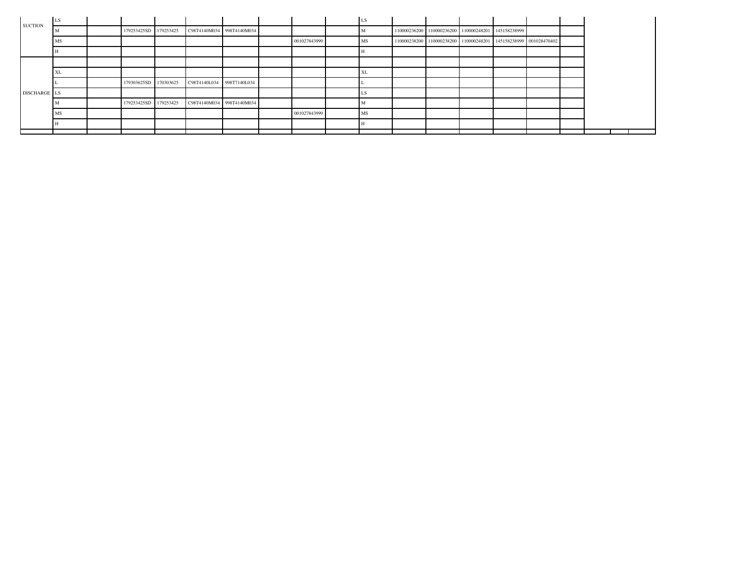| | | | | | | | | | | | | | | | | |
|---|---|---|---|---|---|---|---|---|---|---|---|---|---|---|---|---|
| SUCTION | LS | | | | | | | | | LS | | | | | | |
| | M | | 179253425SD | 179253425 | C98T4140M034 | 998T4140M034 | | | | M | 110000236200 | 110000236200 | 110000248201 | 145158238999 | | |
| | MS | | | | | | | 001027843999 | | MS | 110000238200 | 110000238200 | 110000248201 | 145158238999 | 001028470402 | |
| | H | | | | | | | | | H | | | | | | |
| | | | | | | | | | | | | | | | | |
| | XL | | | | | | | | | XL | | | | | | |
| | L | | 179303625SD | 170303625 | C98T4140L034 | 998T7140L034 | | | | L | | | | | | |
| DISCHARGE | LS | | | | | | | | | LS | | | | | | |
| | M | | 179253425SD | 179253425 | C98T4140M034 | 998T4140M034 | | | | M | | | | | | |
| | MS | | | | | | | 001027843999 | | MS | | | | | | |
| | H | | | | | | | | | H | | | | | | |
| | | | | | | | | | | | | | | | | |